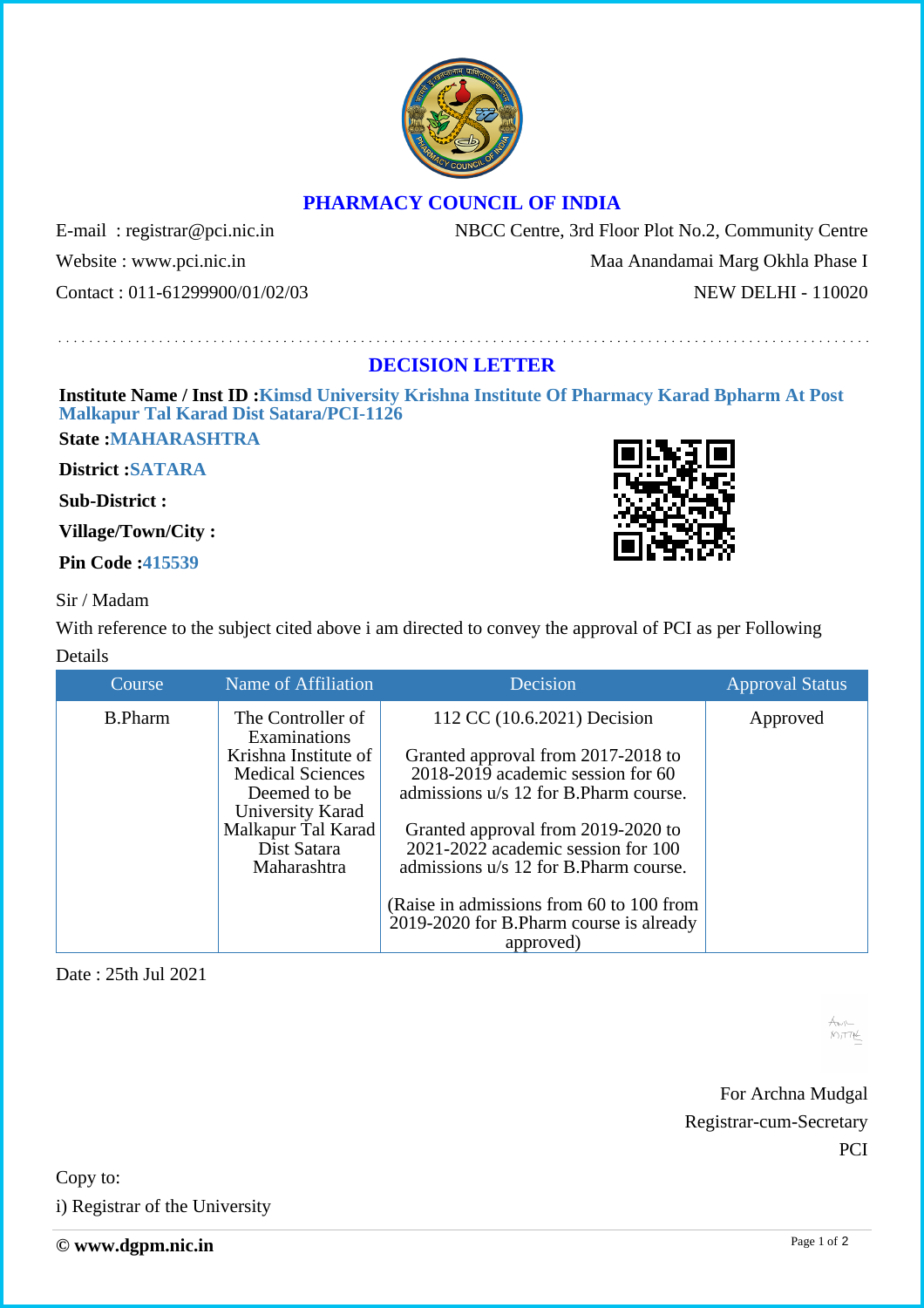# PHARMACY COUNCIL OF INDIA

E-mail : registrar@pci.nic.in
Website : www.pci.nic.in
Contact : 011-61299900/01/02/03

NBCC Centre, 3rd Floor Plot No.2, Community Centre
Maa Anandamai Marg Okhla Phase I
NEW DELHI - 110020

## DECISION LETTER

**Institute Name / Inst ID :Kimsd University Krishna Institute Of Pharmacy Karad Bpharm At Post Malkapur Tal Karad Dist Satara/PCI-1126**

**State :MAHARASHTRA**

**District :SATARA**

**Sub-District :**

**Village/Town/City :**

**Pin Code :415539**

Sir / Madam

With reference to the subject cited above i am directed to convey the approval of PCI as per Following Details

| Course | Name of Affiliation | Decision | Approval Status |
|---|---|---|---|
| B.Pharm | The Controller of Examinations Krishna Institute of Medical Sciences Deemed to be University Karad Malkapur Tal Karad Dist Satara Maharashtra | 112 CC (10.6.2021) Decision<br><br>Granted approval from 2017-2018 to 2018-2019 academic session for 60 admissions u/s 12 for B.Pharm course.<br><br>Granted approval from 2019-2020 to 2021-2022 academic session for 100 admissions u/s 12 for B.Pharm course.<br><br>(Raise in admissions from 60 to 100 from 2019-2020 for B.Pharm course is already approved) | Approved |

Date : 25th Jul 2021

For Archna Mudgal
Registrar-cum-Secretary
PCI

Copy to:

i) Registrar of the University

**© www.dgpm.nic.in**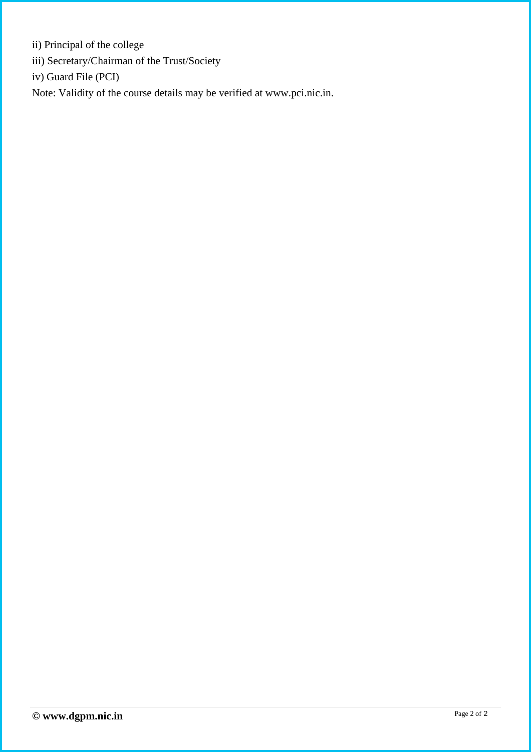ii) Principal of the college

iii) Secretary/Chairman of the Trust/Society

iv) Guard File (PCI)

Note: Validity of the course details may be verified at www.pci.nic.in.